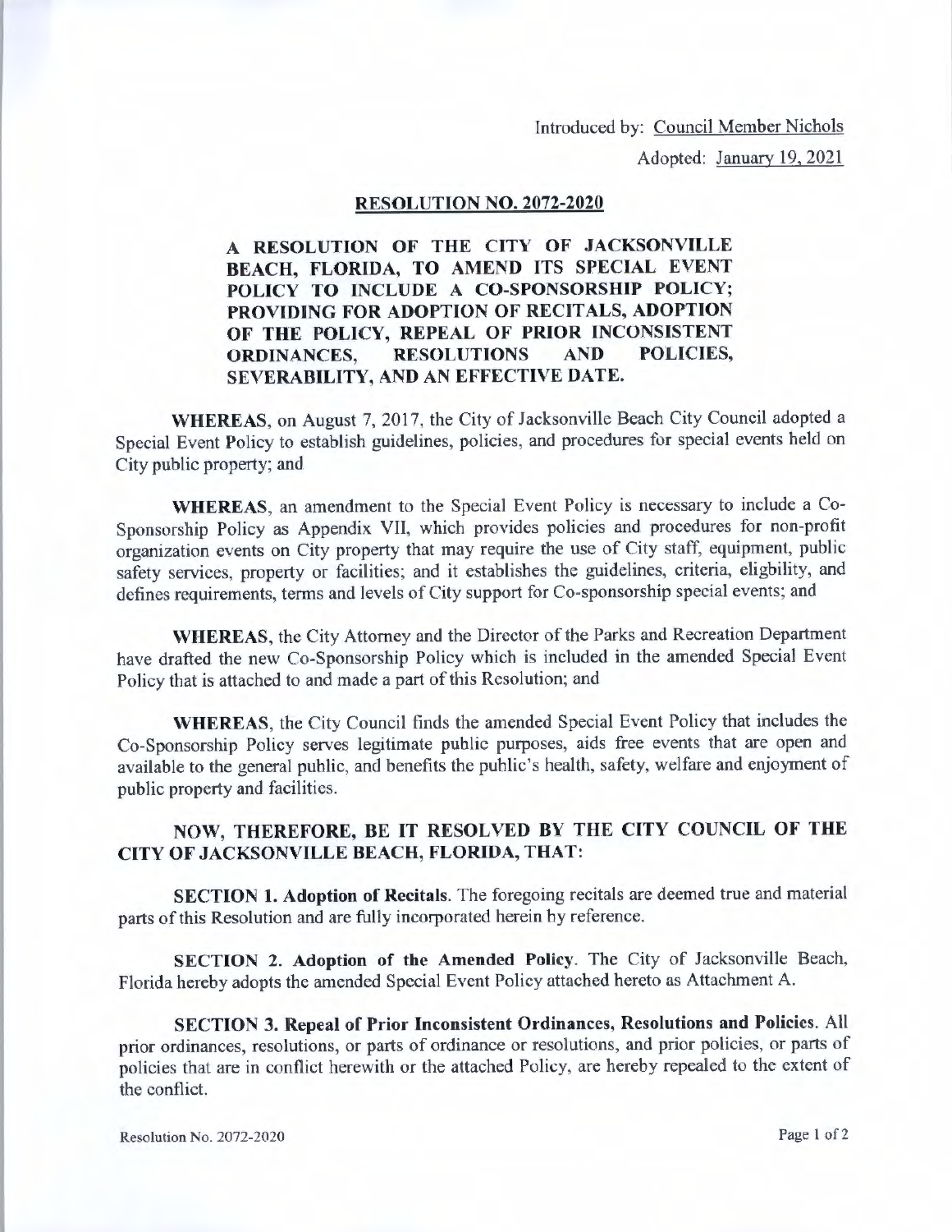Introduced by: Council Member Nichols

Adopted: January 19, 2021

## RESOLUTION NO. 2072-2020

**A RESOLUTION OF THE CITY OF JACKSONVILLE BEACH, FLORIDA, TO AMEND ITS SPECIAL EVENT POLICY TO INCLUDE A CO-SPONSORSHIP POLICY; PROVIDING FOR ADOPTION OF RECITALS, ADOPTION OF THE POLICY, REPEAL OF PRIOR INCONSISTENT ORDINANCES, RESOLUTIONS AND POLICIES, SEVERABILITY, AND AN EFFECTIVE DATE.**

**WHEREAS**, on August 7, 2017, the City of Jacksonville Beach City Council adopted a Special Event Policy to establish guidelines, policies, and procedures for special events held on City public property; and

**WHEREAS**, an amendment to the Special Event Policy is necessary to include a Co-Sponsorship Policy as Appendix VII, which provides policies and procedures for non-profit organization events on City property that may require the use of City staff, equipment, public safety services, property or facilities; and it establishes the guidelines, criteria, eligbility, and defines requirements, terms and levels of City support for Co-sponsorship special events; and

**WHEREAS**, the City Attorney and the Director of the Parks and Recreation Department have drafted the new Co-Sponsorship Policy which is included in the amended Special Event Policy that is attached to and made a part of this Resolution; and

**WHEREAS**, the City Council finds the amended Special Event Policy that includes the Co-Sponsorship Policy serves legitimate public purposes, aids free events that are open and available to the general public, and benefits the public's health, safety, welfare and enjoyment of public property and facilities.

**NOW, THEREFORE, BE IT RESOLVED BY THE CITY COUNCIL OF THE CITY OF JACKSONVILLE BEACH, FLORIDA, THAT:**

**SECTION 1. Adoption of Recitals**. The foregoing recitals are deemed true and material parts of this Resolution and are fully incorporated herein by reference.

**SECTION 2. Adoption of the Amended Policy**. The City of Jacksonville Beach, Florida hereby adopts the amended Special Event Policy attached hereto as Attachment A.

**SECTION 3. Repeal of Prior Inconsistent Ordinances, Resolutions and Policies**. All prior ordinances, resolutions, or parts of ordinance or resolutions, and prior policies, or parts of policies that are in conflict herewith or the attached Policy, are hereby repealed to the extent of the conflict.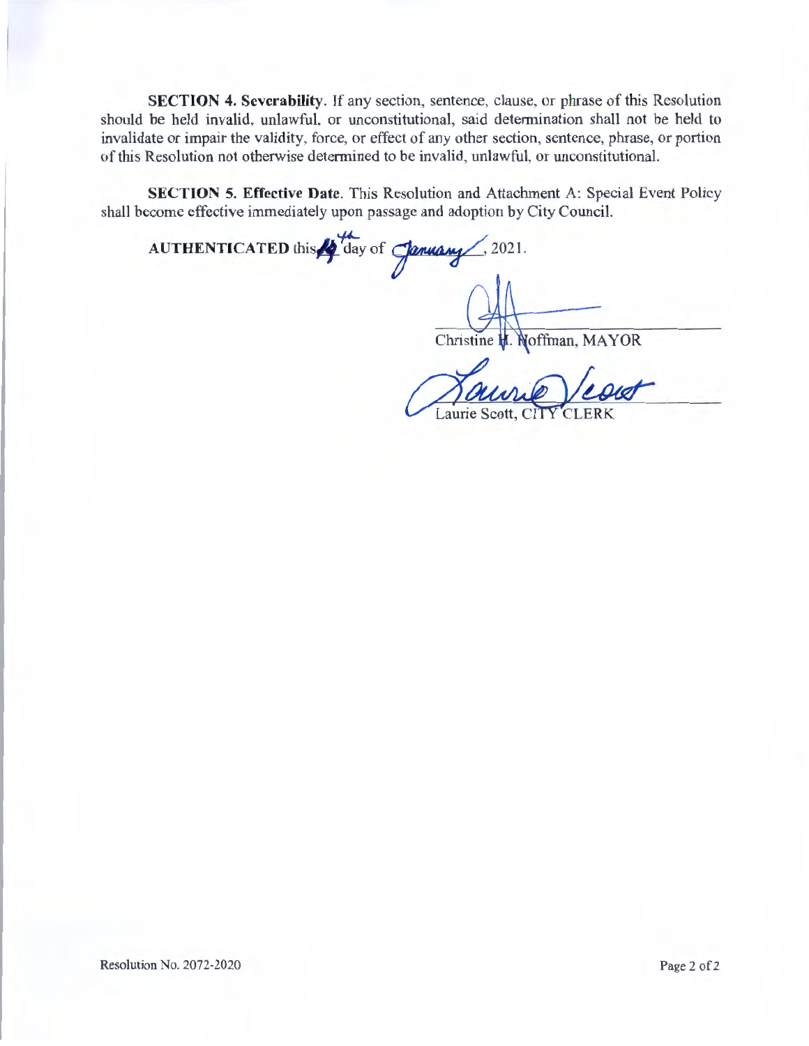**SECTION 4. Severability**. If any section, sentence, clause, or phrase of this Resolution should be held invalid, unlawful, or unconstitutional, said determination shall not be held to invalidate or impair the validity, force, or effect of any other section, sentence, phrase, or portion of this Resolution not otherwise determined to be invalid, unlawful, or unconstitutional.

**SECTION 5. Effective Date**. This Resolution and Attachment A: Special Event Policy shall become effective immediately upon passage and adoption by City Council.

**AUTHENTICATED** this 14th day of January, 2021.

Christine H. Hoffman, MAYOR

Laurie Scott, CITY CLERK

Resolution No. 2072-2020